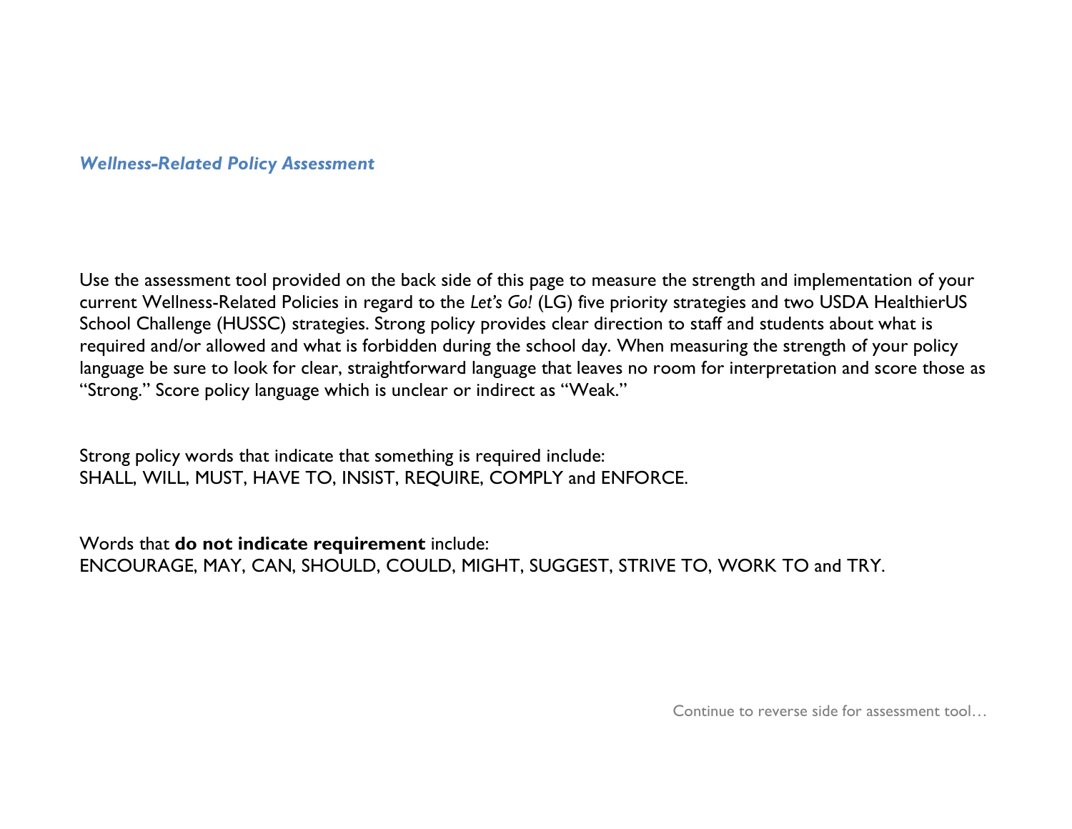## *Wellness-Related Policy Assessment*

Use the assessment tool provided on the back side of this page to measure the strength and implementation of your current Wellness-Related Policies in regard to the *Let's Go!* (LG) five priority strategies and two USDA HealthierUS School Challenge (HUSSC) strategies. Strong policy provides clear direction to staff and students about what is required and/or allowed and what is forbidden during the school day. When measuring the strength of your policy language be sure to look for clear, straightforward language that leaves no room for interpretation and score those as "Strong." Score policy language which is unclear or indirect as "Weak."

Strong policy words that indicate that something is required include:
SHALL, WILL, MUST, HAVE TO, INSIST, REQUIRE, COMPLY and ENFORCE.

Words that **do not indicate requirement** include:
ENCOURAGE, MAY, CAN, SHOULD, COULD, MIGHT, SUGGEST, STRIVE TO, WORK TO and TRY.

Continue to reverse side for assessment tool…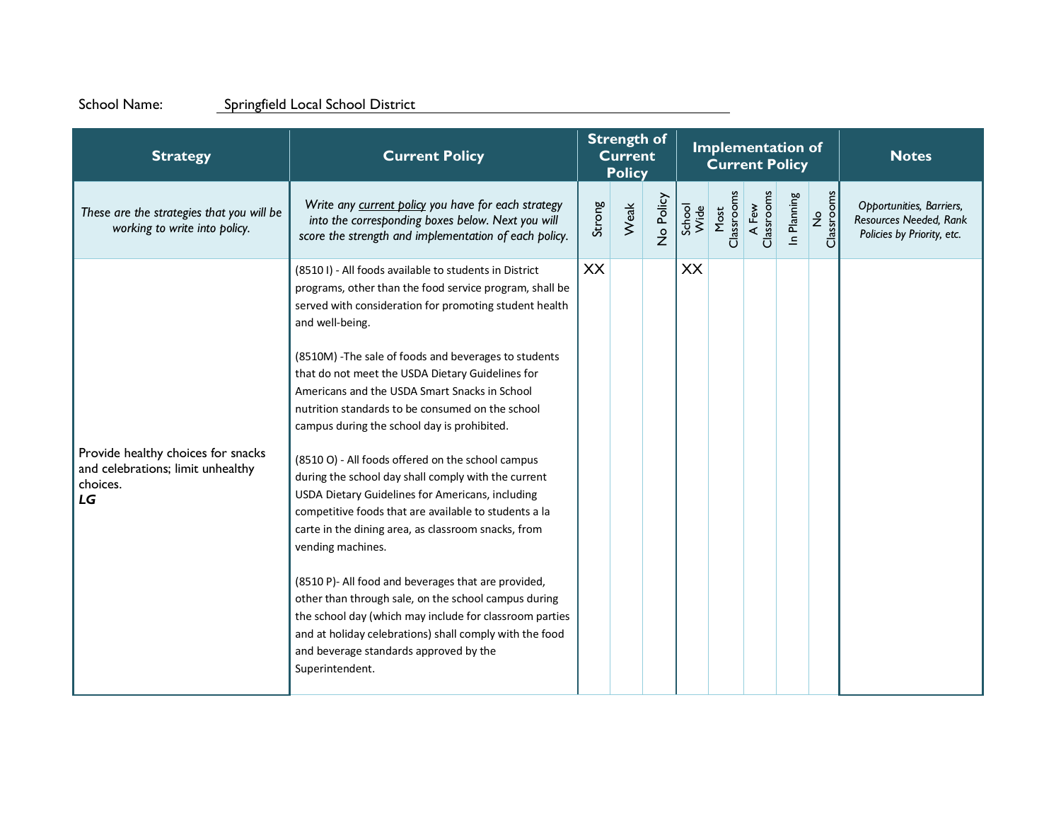School Name: Springfield Local School District

| Strategy | Current Policy | Strength of Current Policy | | | Implementation of Current Policy | | | | | Notes |
|---|---|---|---|---|---|---|---|---|---|---|
| *These are the strategies that you will be working to write into policy.* | *Write any current policy you have for each strategy into the corresponding boxes below. Next you will score the strength and implementation of each policy.* | Strong | Weak | No Policy | School Wide | Most Classrooms | A Few Classrooms | In Planning | No Classrooms | *Opportunities, Barriers, Resources Needed, Rank Policies by Priority, etc.* |
| Provide healthy choices for snacks and celebrations; limit unhealthy choices. ***LG*** | (8510 I) - All foods available to students in District programs, other than the food service program, shall be served with consideration for promoting student health and well-being.<br><br>(8510M) -The sale of foods and beverages to students that do not meet the USDA Dietary Guidelines for Americans and the USDA Smart Snacks in School nutrition standards to be consumed on the school campus during the school day is prohibited.<br><br>(8510 O) - All foods offered on the school campus during the school day shall comply with the current USDA Dietary Guidelines for Americans, including competitive foods that are available to students a la carte in the dining area, as classroom snacks, from vending machines.<br><br>(8510 P)- All food and beverages that are provided, other than through sale, on the school campus during the school day (which may include for classroom parties and at holiday celebrations) shall comply with the food and beverage standards approved by the Superintendent. | XX | | | XX | | | | | |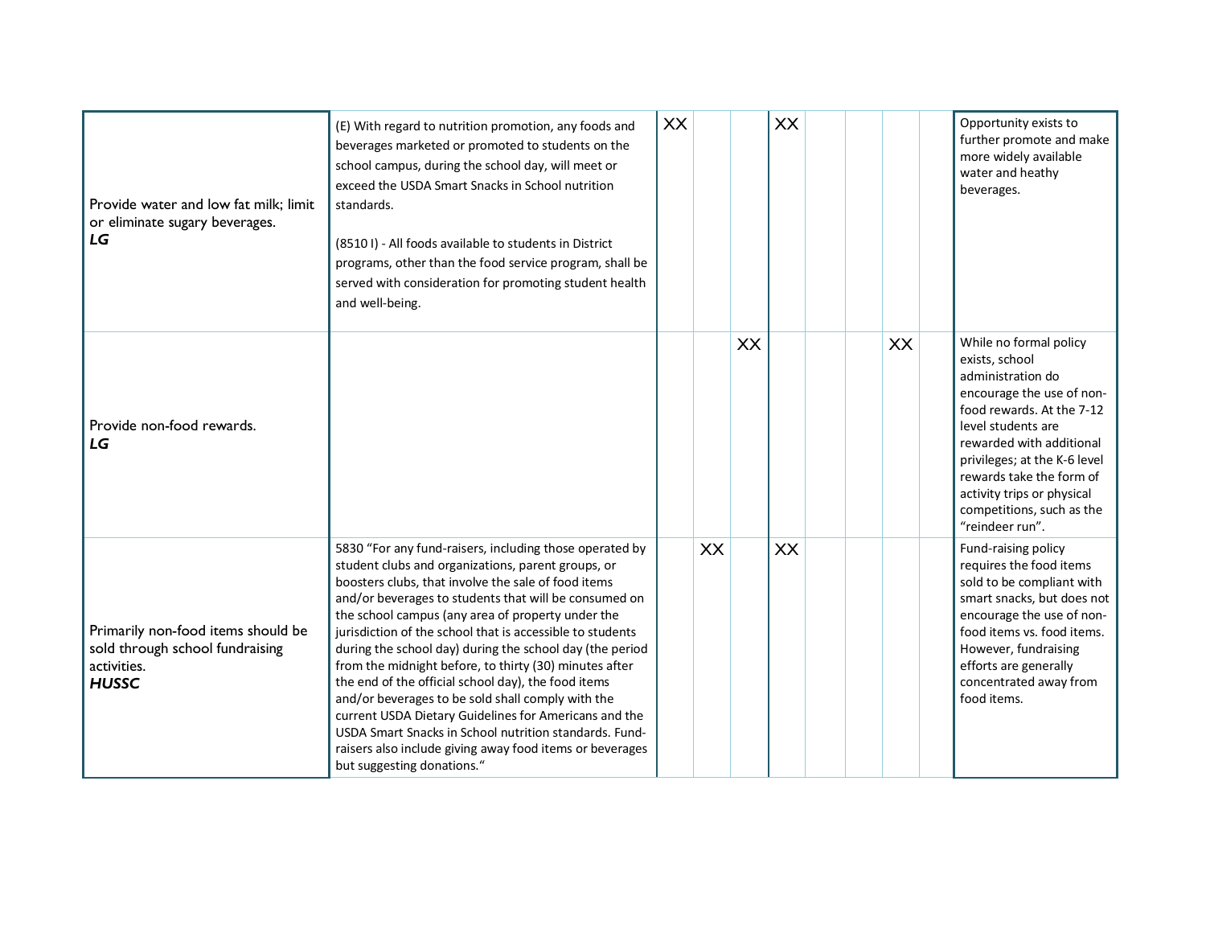| | | | | | | | | | | |
|---|---|---|---|---|---|---|---|---|---|---|
| Provide water and low fat milk; limit or eliminate sugary beverages. ***LG*** | (E) With regard to nutrition promotion, any foods and beverages marketed or promoted to students on the school campus, during the school day, will meet or exceed the USDA Smart Snacks in School nutrition standards.<br><br>(8510 I) - All foods available to students in District programs, other than the food service program, shall be served with consideration for promoting student health and well-being. | XX | | | XX | | | | | Opportunity exists to further promote and make more widely available water and heathy beverages. |
| Provide non-food rewards. ***LG*** | | | | XX | | | | XX | | While no formal policy exists, school administration do encourage the use of non-food rewards. At the 7-12 level students are rewarded with additional privileges; at the K-6 level rewards take the form of activity trips or physical competitions, such as the "reindeer run". |
| Primarily non-food items should be sold through school fundraising activities. ***HUSSC*** | 5830 "For any fund-raisers, including those operated by student clubs and organizations, parent groups, or boosters clubs, that involve the sale of food items and/or beverages to students that will be consumed on the school campus (any area of property under the jurisdiction of the school that is accessible to students during the school day) during the school day (the period from the midnight before, to thirty (30) minutes after the end of the official school day), the food items and/or beverages to be sold shall comply with the current USDA Dietary Guidelines for Americans and the USDA Smart Snacks in School nutrition standards. Fund-raisers also include giving away food items or beverages but suggesting donations." | | XX | | XX | | | | | Fund-raising policy requires the food items sold to be compliant with smart snacks, but does not encourage the use of non-food items vs. food items. However, fundraising efforts are generally concentrated away from food items. |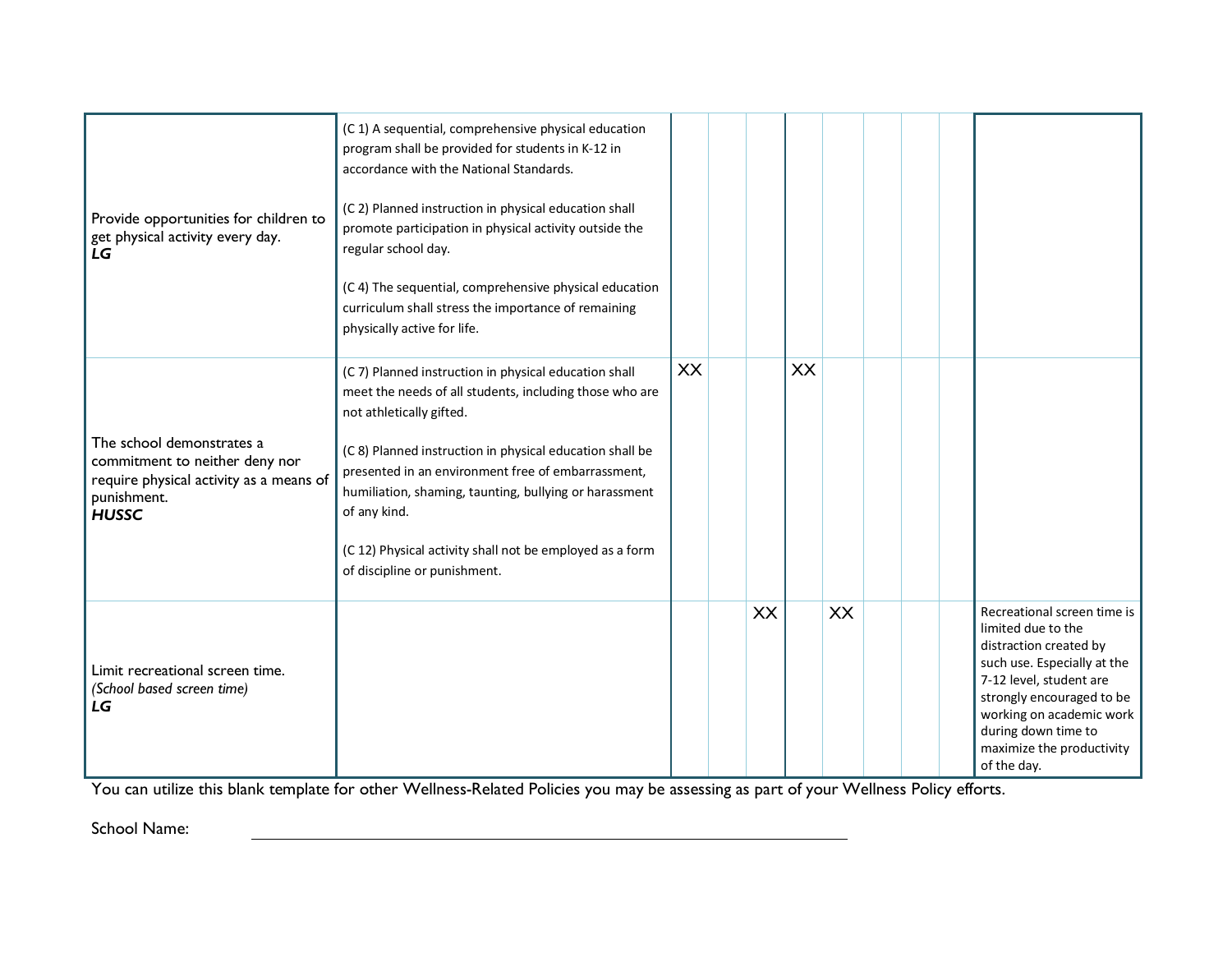| | | | | | | | | | | |
|---|---|---|---|---|---|---|---|---|---|---|
| Provide opportunities for children to get physical activity every day.<br>***LG*** | (C 1) A sequential, comprehensive physical education program shall be provided for students in K-12 in accordance with the National Standards.<br><br>(C 2) Planned instruction in physical education shall promote participation in physical activity outside the regular school day.<br><br>(C 4) The sequential, comprehensive physical education curriculum shall stress the importance of remaining physically active for life. | | | | | | | | | |
| The school demonstrates a commitment to neither deny nor require physical activity as a means of punishment.<br>***HUSSC*** | (C 7) Planned instruction in physical education shall meet the needs of all students, including those who are not athletically gifted.<br><br>(C 8) Planned instruction in physical education shall be presented in an environment free of embarrassment, humiliation, shaming, taunting, bullying or harassment of any kind.<br><br>(C 12) Physical activity shall not be employed as a form of discipline or punishment. | XX | | | XX | | | | | |
| Limit recreational screen time.<br>*(School based screen time)*<br>***LG*** | | | | XX | | XX | | | | Recreational screen time is limited due to the distraction created by such use. Especially at the 7-12 level, student are strongly encouraged to be working on academic work during down time to maximize the productivity of the day. |

You can utilize this blank template for other Wellness-Related Policies you may be assessing as part of your Wellness Policy efforts.

School Name: ______________________________________________